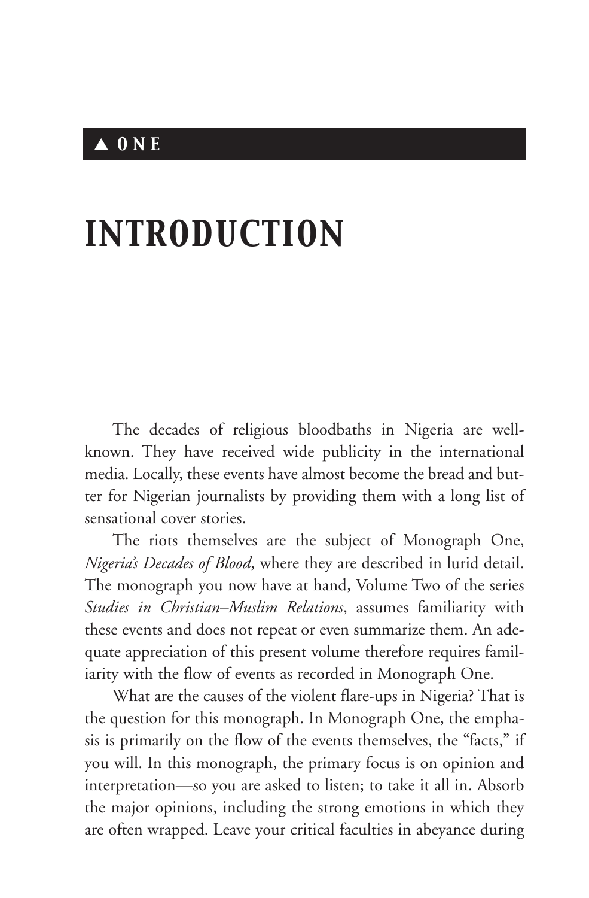▲ ONE

# INTRODUCTION

The decades of religious bloodbaths in Nigeria are well-known. They have received wide publicity in the international media. Locally, these events have almost become the bread and butter for Nigerian journalists by providing them with a long list of sensational cover stories.

The riots themselves are the subject of Monograph One, *Nigeria's Decades of Blood*, where they are described in lurid detail. The monograph you now have at hand, Volume Two of the series *Studies in Christian–Muslim Relations*, assumes familiarity with these events and does not repeat or even summarize them. An adequate appreciation of this present volume therefore requires familiarity with the flow of events as recorded in Monograph One.

What are the causes of the violent flare-ups in Nigeria? That is the question for this monograph. In Monograph One, the emphasis is primarily on the flow of the events themselves, the "facts," if you will. In this monograph, the primary focus is on opinion and interpretation—so you are asked to listen; to take it all in. Absorb the major opinions, including the strong emotions in which they are often wrapped. Leave your critical faculties in abeyance during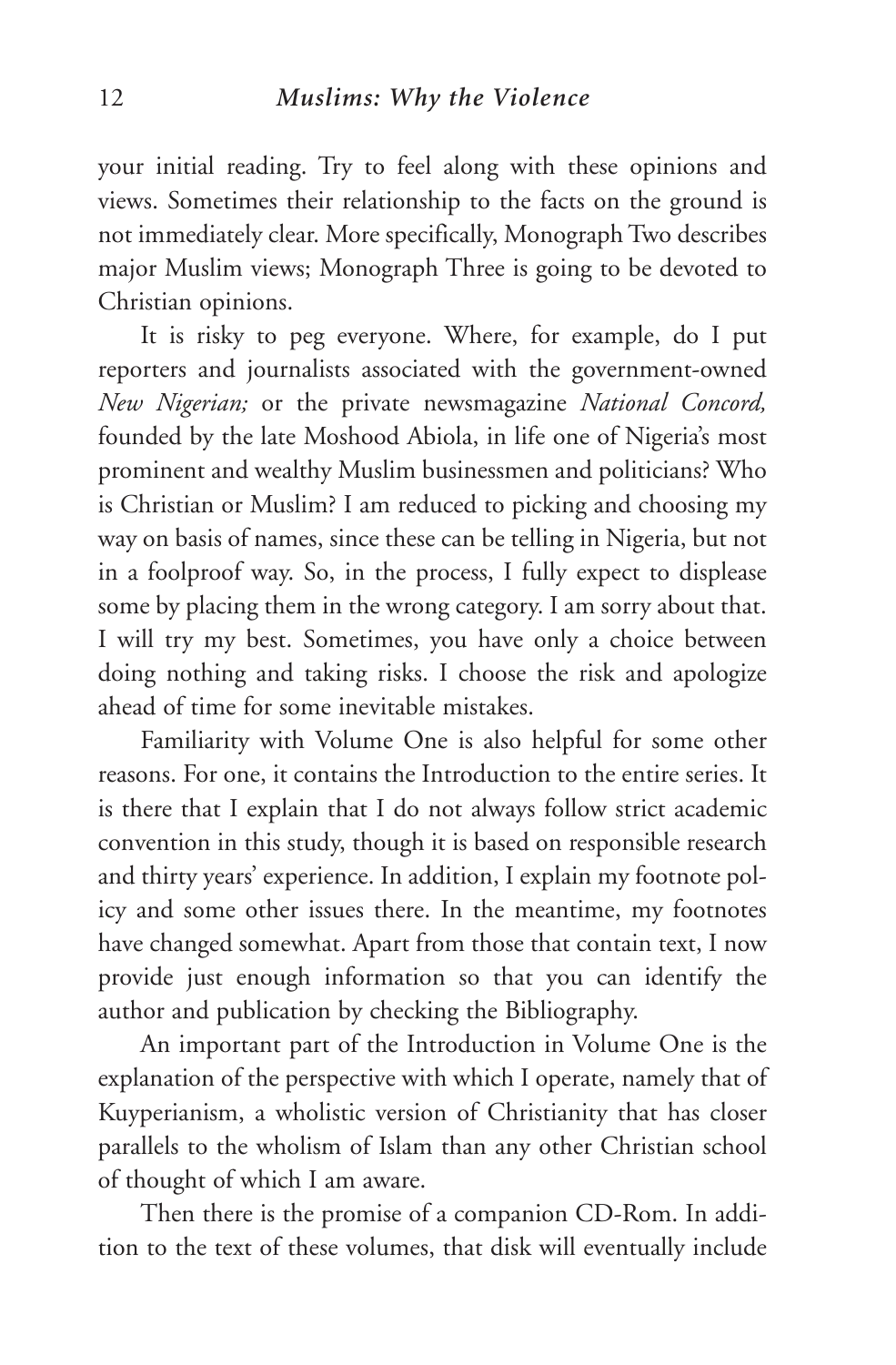your initial reading. Try to feel along with these opinions and views. Sometimes their relationship to the facts on the ground is not immediately clear. More specifically, Monograph Two describes major Muslim views; Monograph Three is going to be devoted to Christian opinions.

It is risky to peg everyone. Where, for example, do I put reporters and journalists associated with the government-owned *New Nigerian;* or the private newsmagazine *National Concord,* founded by the late Moshood Abiola, in life one of Nigeria's most prominent and wealthy Muslim businessmen and politicians? Who is Christian or Muslim? I am reduced to picking and choosing my way on basis of names, since these can be telling in Nigeria, but not in a foolproof way. So, in the process, I fully expect to displease some by placing them in the wrong category. I am sorry about that. I will try my best. Sometimes, you have only a choice between doing nothing and taking risks. I choose the risk and apologize ahead of time for some inevitable mistakes.

Familiarity with Volume One is also helpful for some other reasons. For one, it contains the Introduction to the entire series. It is there that I explain that I do not always follow strict academic convention in this study, though it is based on responsible research and thirty years' experience. In addition, I explain my footnote policy and some other issues there. In the meantime, my footnotes have changed somewhat. Apart from those that contain text, I now provide just enough information so that you can identify the author and publication by checking the Bibliography.

An important part of the Introduction in Volume One is the explanation of the perspective with which I operate, namely that of Kuyperianism, a wholistic version of Christianity that has closer parallels to the wholism of Islam than any other Christian school of thought of which I am aware.

Then there is the promise of a companion CD-Rom. In addition to the text of these volumes, that disk will eventually include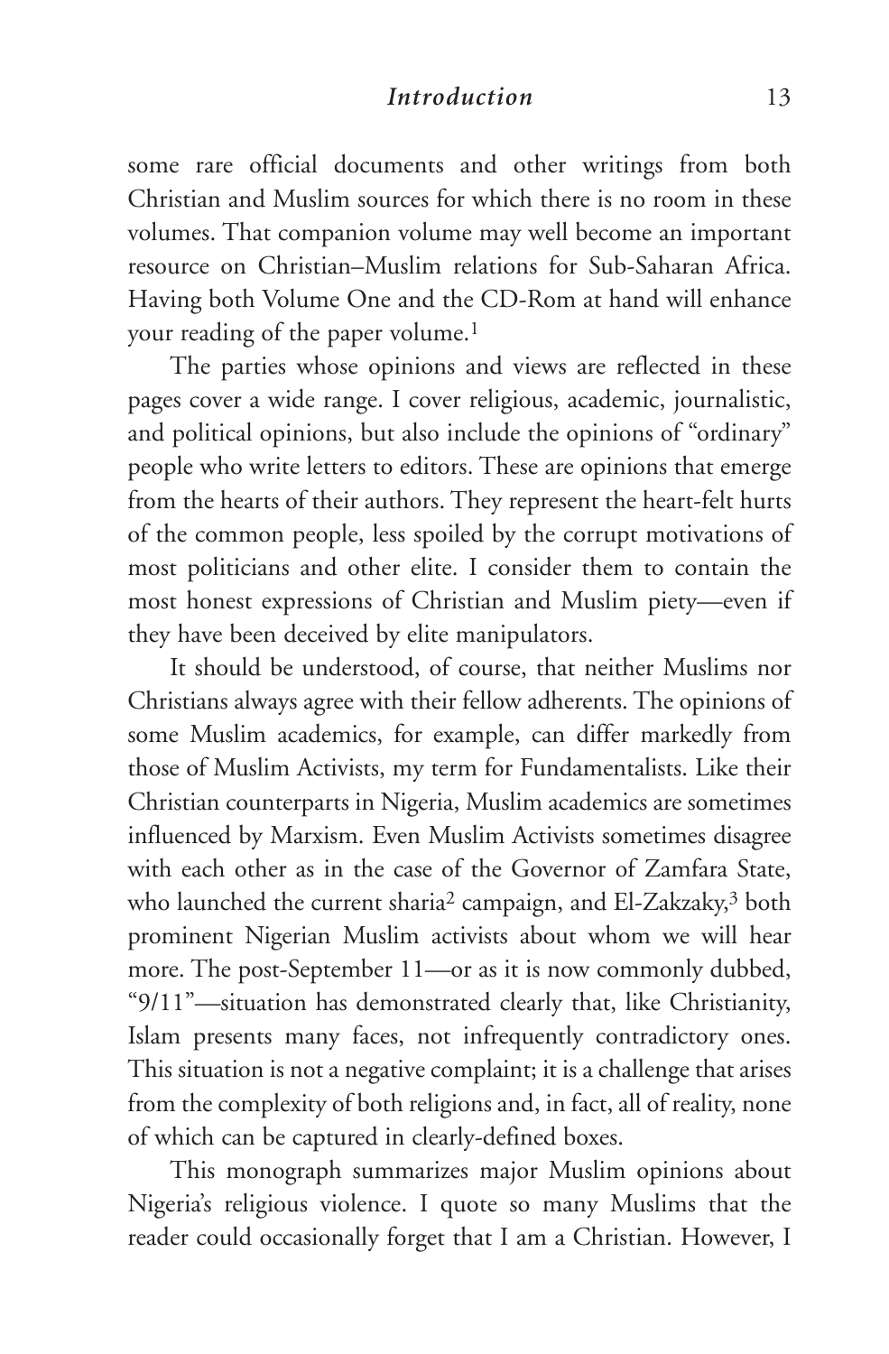some rare official documents and other writings from both Christian and Muslim sources for which there is no room in these volumes. That companion volume may well become an important resource on Christian–Muslim relations for Sub-Saharan Africa. Having both Volume One and the CD-Rom at hand will enhance your reading of the paper volume.[1]

The parties whose opinions and views are reflected in these pages cover a wide range. I cover religious, academic, journalistic, and political opinions, but also include the opinions of "ordinary" people who write letters to editors. These are opinions that emerge from the hearts of their authors. They represent the heart-felt hurts of the common people, less spoiled by the corrupt motivations of most politicians and other elite. I consider them to contain the most honest expressions of Christian and Muslim piety—even if they have been deceived by elite manipulators.

It should be understood, of course, that neither Muslims nor Christians always agree with their fellow adherents. The opinions of some Muslim academics, for example, can differ markedly from those of Muslim Activists, my term for Fundamentalists. Like their Christian counterparts in Nigeria, Muslim academics are sometimes influenced by Marxism. Even Muslim Activists sometimes disagree with each other as in the case of the Governor of Zamfara State, who launched the current sharia[2] campaign, and El-Zakzaky,[3] both prominent Nigerian Muslim activists about whom we will hear more. The post-September 11—or as it is now commonly dubbed, "9/11"—situation has demonstrated clearly that, like Christianity, Islam presents many faces, not infrequently contradictory ones. This situation is not a negative complaint; it is a challenge that arises from the complexity of both religions and, in fact, all of reality, none of which can be captured in clearly-defined boxes.

This monograph summarizes major Muslim opinions about Nigeria's religious violence. I quote so many Muslims that the reader could occasionally forget that I am a Christian. However, I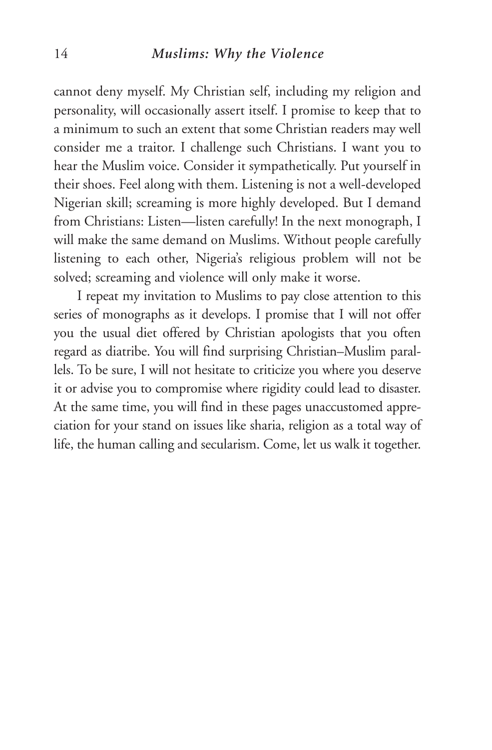cannot deny myself. My Christian self, including my religion and personality, will occasionally assert itself. I promise to keep that to a minimum to such an extent that some Christian readers may well consider me a traitor. I challenge such Christians. I want you to hear the Muslim voice. Consider it sympathetically. Put yourself in their shoes. Feel along with them. Listening is not a well-developed Nigerian skill; screaming is more highly developed. But I demand from Christians: Listen—listen carefully! In the next monograph, I will make the same demand on Muslims. Without people carefully listening to each other, Nigeria's religious problem will not be solved; screaming and violence will only make it worse.

I repeat my invitation to Muslims to pay close attention to this series of monographs as it develops. I promise that I will not offer you the usual diet offered by Christian apologists that you often regard as diatribe. You will find surprising Christian–Muslim parallels. To be sure, I will not hesitate to criticize you where you deserve it or advise you to compromise where rigidity could lead to disaster. At the same time, you will find in these pages unaccustomed appreciation for your stand on issues like sharia, religion as a total way of life, the human calling and secularism. Come, let us walk it together.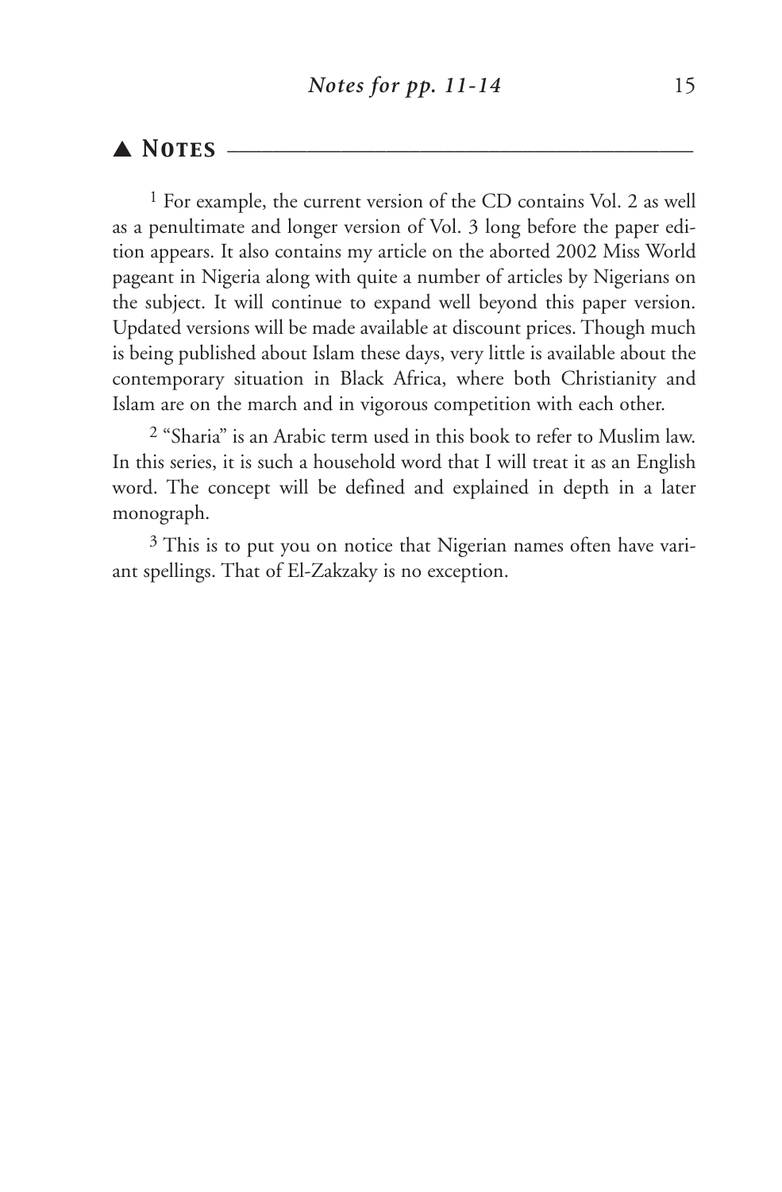## ▲ Notes

[1] For example, the current version of the CD contains Vol. 2 as well as a penultimate and longer version of Vol. 3 long before the paper edition appears. It also contains my article on the aborted 2002 Miss World pageant in Nigeria along with quite a number of articles by Nigerians on the subject. It will continue to expand well beyond this paper version. Updated versions will be made available at discount prices. Though much is being published about Islam these days, very little is available about the contemporary situation in Black Africa, where both Christianity and Islam are on the march and in vigorous competition with each other.

[2] "Sharia" is an Arabic term used in this book to refer to Muslim law. In this series, it is such a household word that I will treat it as an English word. The concept will be defined and explained in depth in a later monograph.

[3] This is to put you on notice that Nigerian names often have variant spellings. That of El-Zakzaky is no exception.